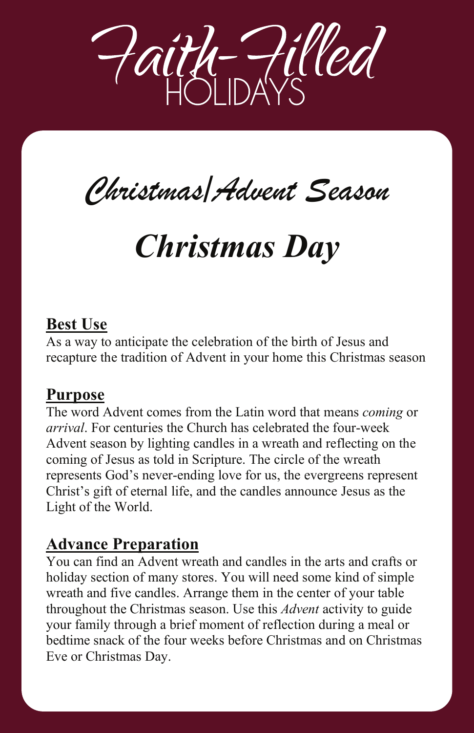# Faith-Filled HOLIDAYS

## *Christmas/Advent Season*

# *Christmas Day*

**Best Use**

As a way to anticipate the celebration of the birth of Jesus and recapture the tradition of Advent in your home this Christmas season

**Purpose**

The word Advent comes from the Latin word that means *coming* or *arrival*. For centuries the Church has celebrated the four-week Advent season by lighting candles in a wreath and reflecting on the coming of Jesus as told in Scripture. The circle of the wreath represents God's never-ending love for us, the evergreens represent Christ's gift of eternal life, and the candles announce Jesus as the Light of the World.

**Advance Preparation**

You can find an Advent wreath and candles in the arts and crafts or holiday section of many stores. You will need some kind of simple wreath and five candles. Arrange them in the center of your table throughout the Christmas season. Use this *Advent* activity to guide your family through a brief moment of reflection during a meal or bedtime snack of the four weeks before Christmas and on Christmas Eve or Christmas Day.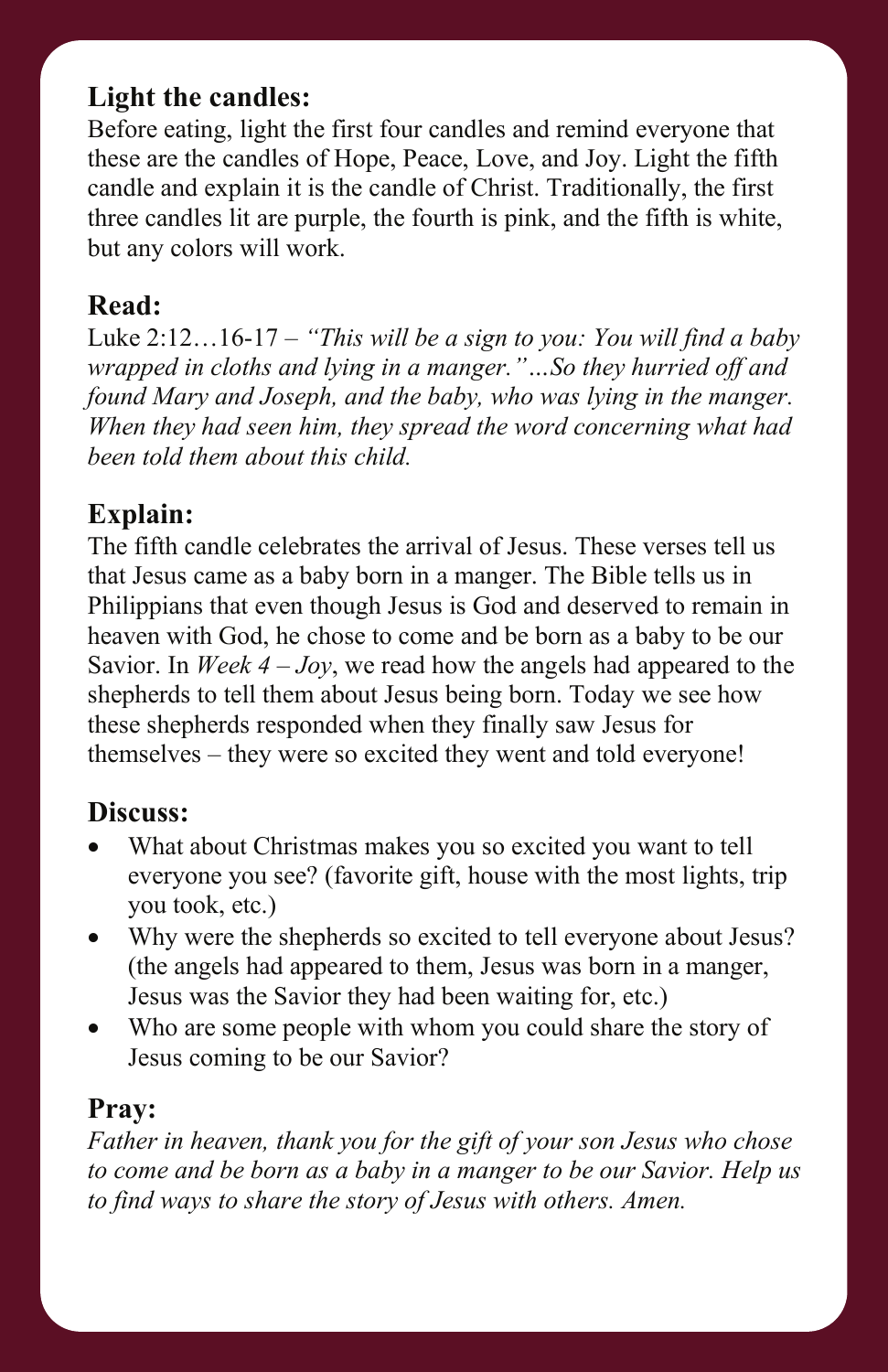### Light the candles:

Before eating, light the first four candles and remind everyone that these are the candles of Hope, Peace, Love, and Joy. Light the fifth candle and explain it is the candle of Christ. Traditionally, the first three candles lit are purple, the fourth is pink, and the fifth is white, but any colors will work.

### Read:

Luke 2:12…16-17 – *"This will be a sign to you: You will find a baby wrapped in cloths and lying in a manger."…So they hurried off and found Mary and Joseph, and the baby, who was lying in the manger. When they had seen him, they spread the word concerning what had been told them about this child.*

### Explain:

The fifth candle celebrates the arrival of Jesus. These verses tell us that Jesus came as a baby born in a manger. The Bible tells us in Philippians that even though Jesus is God and deserved to remain in heaven with God, he chose to come and be born as a baby to be our Savior. In *Week 4 – Joy*, we read how the angels had appeared to the shepherds to tell them about Jesus being born. Today we see how these shepherds responded when they finally saw Jesus for themselves – they were so excited they went and told everyone!

### Discuss:

- What about Christmas makes you so excited you want to tell everyone you see? (favorite gift, house with the most lights, trip you took, etc.)
- Why were the shepherds so excited to tell everyone about Jesus? (the angels had appeared to them, Jesus was born in a manger, Jesus was the Savior they had been waiting for, etc.)
- Who are some people with whom you could share the story of Jesus coming to be our Savior?

### Pray:

*Father in heaven, thank you for the gift of your son Jesus who chose to come and be born as a baby in a manger to be our Savior. Help us to find ways to share the story of Jesus with others. Amen.*